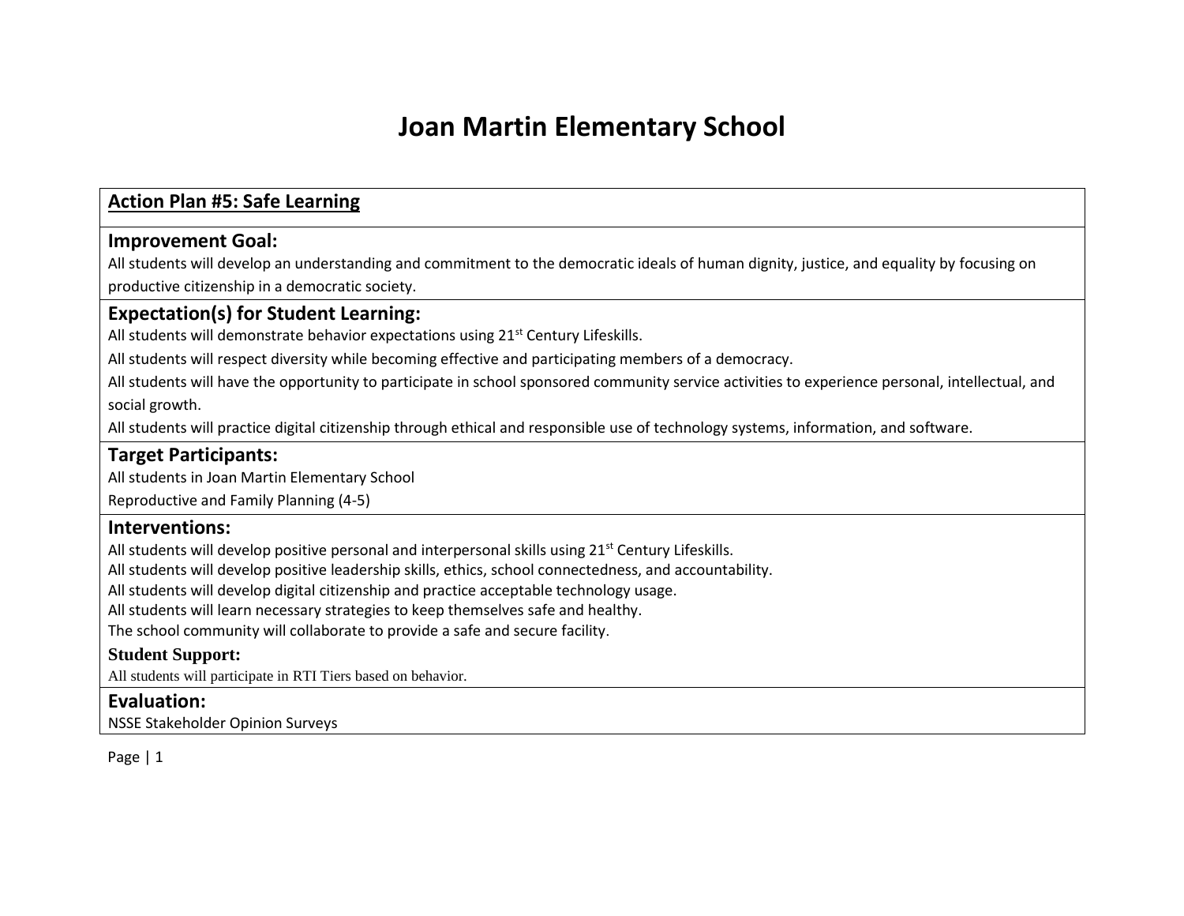# Joan Martin Elementary School

## Action Plan #5: Safe Learning

### Improvement Goal:

All students will develop an understanding and commitment to the democratic ideals of human dignity, justice, and equality by focusing on productive citizenship in a democratic society.

### Expectation(s) for Student Learning:

All students will demonstrate behavior expectations using 21st Century Lifeskills.

All students will respect diversity while becoming effective and participating members of a democracy.

All students will have the opportunity to participate in school sponsored community service activities to experience personal, intellectual, and social growth.

All students will practice digital citizenship through ethical and responsible use of technology systems, information, and software.

### Target Participants:

All students in Joan Martin Elementary School

Reproductive and Family Planning (4-5)

### Interventions:

All students will develop positive personal and interpersonal skills using 21st Century Lifeskills.
All students will develop positive leadership skills, ethics, school connectedness, and accountability.
All students will develop digital citizenship and practice acceptable technology usage.
All students will learn necessary strategies to keep themselves safe and healthy.
The school community will collaborate to provide a safe and secure facility.

**Student Support:**

All students will participate in RTI Tiers based on behavior.

### Evaluation:

NSSE Stakeholder Opinion Surveys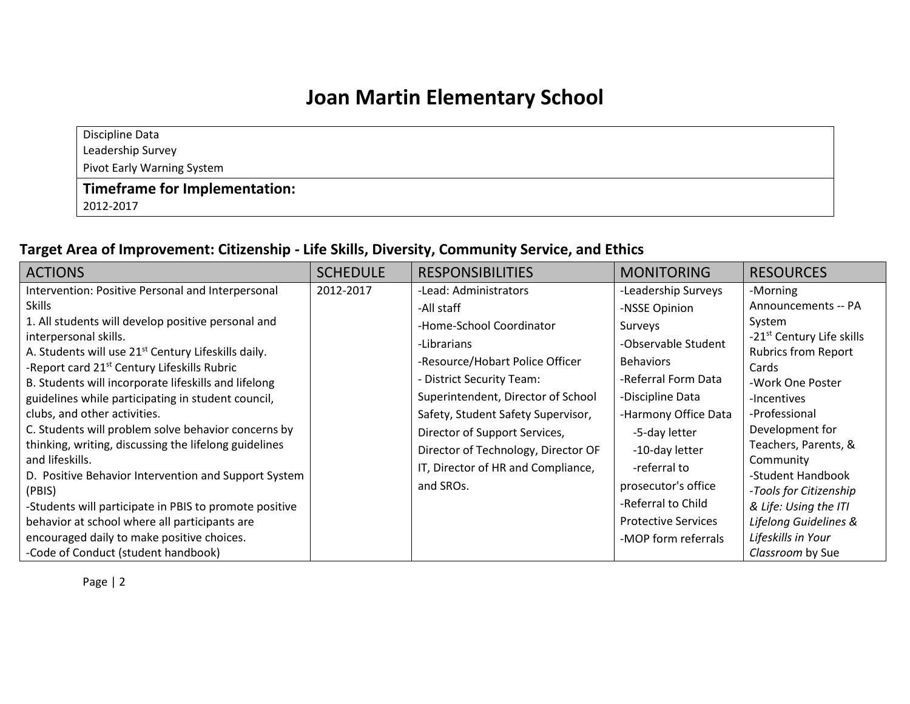# Joan Martin Elementary School

| Discipline Data<br>Leadership Survey<br>Pivot Early Warning System |
|---|
| **Timeframe for Implementation:**<br>2012-2017 |

### Target Area of Improvement: Citizenship - Life Skills, Diversity, Community Service, and Ethics

| ACTIONS | SCHEDULE | RESPONSIBILITIES | MONITORING | RESOURCES |
|---|---|---|---|---|
| Intervention: Positive Personal and Interpersonal Skills<br>1. All students will develop positive personal and interpersonal skills.<br>A. Students will use 21st Century Lifeskills daily.<br>-Report card 21st Century Lifeskills Rubric<br>B. Students will incorporate lifeskills and lifelong guidelines while participating in student council, clubs, and other activities.<br>C. Students will problem solve behavior concerns by thinking, writing, discussing the lifelong guidelines and lifeskills.<br>D. Positive Behavior Intervention and Support System (PBIS)<br>-Students will participate in PBIS to promote positive behavior at school where all participants are encouraged daily to make positive choices.<br>-Code of Conduct (student handbook) | 2012-2017 | -Lead: Administrators<br>-All staff<br>-Home-School Coordinator<br>-Librarians<br>-Resource/Hobart Police Officer<br>- District Security Team: Superintendent, Director of School Safety, Student Safety Supervisor, Director of Support Services, Director of Technology, Director OF IT, Director of HR and Compliance, and SROs. | -Leadership Surveys<br>-NSSE Opinion Surveys<br>-Observable Student Behaviors<br>-Referral Form Data<br>-Discipline Data<br>-Harmony Office Data<br>-5-day letter<br>-10-day letter<br>-referral to prosecutor's office<br>-Referral to Child Protective Services<br>-MOP form referrals | -Morning Announcements -- PA System<br>-21st Century Life skills Rubrics from Report Cards<br>-Work One Poster<br>-Incentives<br>-Professional Development for Teachers, Parents, & Community<br>-Student Handbook<br>-*Tools for Citizenship & Life: Using the ITI Lifelong Guidelines & Lifeskills in Your Classroom* by Sue |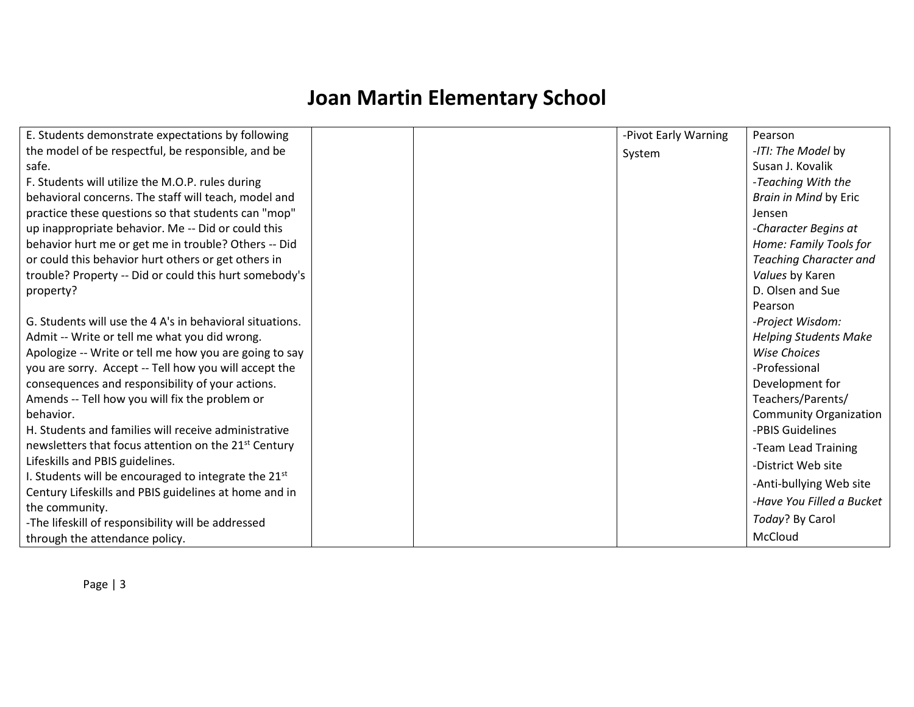# Joan Martin Elementary School

| | | | | |
|---|---|---|---|---|
| E. Students demonstrate expectations by following the model of be respectful, be responsible, and be safe.<br>F. Students will utilize the M.O.P. rules during behavioral concerns. The staff will teach, model and practice these questions so that students can "mop" up inappropriate behavior. Me -- Did or could this behavior hurt me or get me in trouble? Others -- Did or could this behavior hurt others or get others in trouble? Property -- Did or could this hurt somebody's property?<br><br>G. Students will use the 4 A's in behavioral situations. Admit -- Write or tell me what you did wrong. Apologize -- Write or tell me how you are going to say you are sorry. Accept -- Tell how you will accept the consequences and responsibility of your actions. Amends -- Tell how you will fix the problem or behavior.<br>H. Students and families will receive administrative newsletters that focus attention on the 21st Century Lifeskills and PBIS guidelines.<br>I. Students will be encouraged to integrate the 21st Century Lifeskills and PBIS guidelines at home and in the community.<br>-The lifeskill of responsibility will be addressed through the attendance policy. | | | -Pivot Early Warning System | Pearson<br>-*ITI: The Model* by Susan J. Kovalik<br>-*Teaching With the Brain in Mind* by Eric Jensen<br>-*Character Begins at Home: Family Tools for Teaching Character and Values* by Karen D. Olsen and Sue Pearson<br>-*Project Wisdom: Helping Students Make Wise Choices*<br>-Professional Development for Teachers/Parents/ Community Organization<br>-PBIS Guidelines<br>-Team Lead Training<br>-District Web site<br>-Anti-bullying Web site<br>-*Have You Filled a Bucket Today*? By Carol McCloud |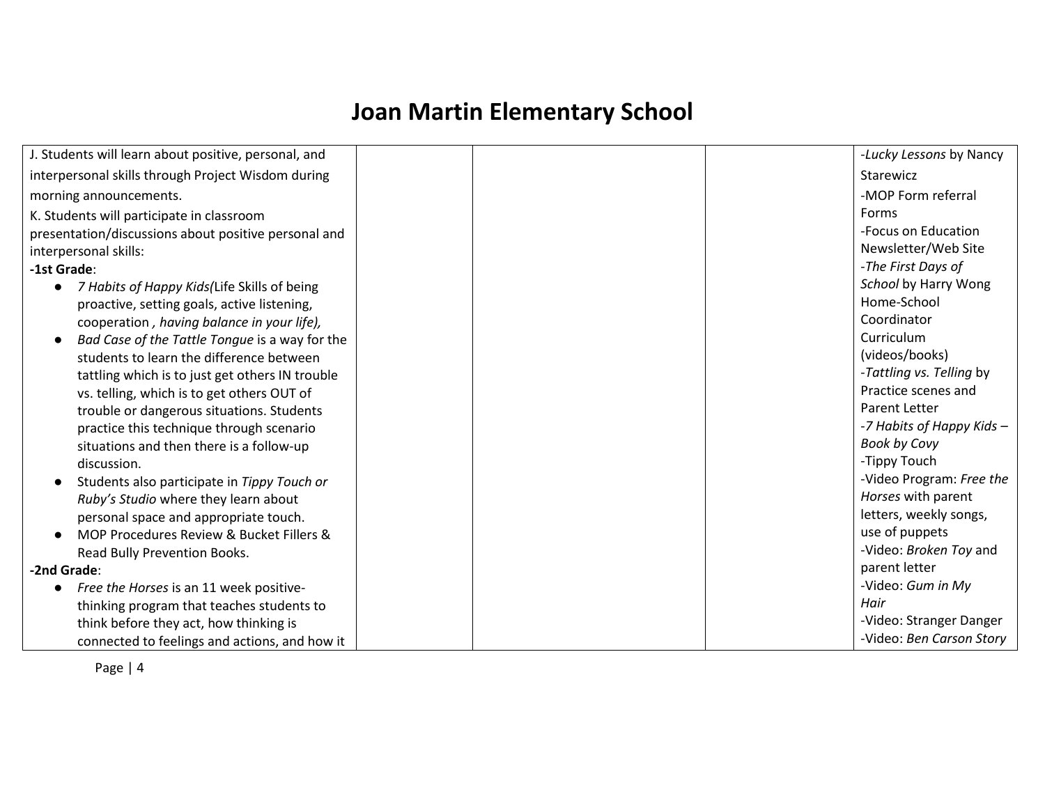# Joan Martin Elementary School

| | | | | |
|---|---|---|---|---|
| J. Students will learn about positive, personal, and interpersonal skills through Project Wisdom during morning announcements.<br>K. Students will participate in classroom presentation/discussions about positive personal and interpersonal skills:<br>**-1st Grade**:<br>● *7 Habits of Happy Kids(*Life Skills of being proactive, setting goals, active listening, cooperation *, having balance in your life),*<br>● *Bad Case of the Tattle Tongue* is a way for the students to learn the difference between tattling which is to just get others IN trouble vs. telling, which is to get others OUT of trouble or dangerous situations. Students practice this technique through scenario situations and then there is a follow-up discussion.<br>● Students also participate in *Tippy Touch or Ruby's Studio* where they learn about personal space and appropriate touch.<br>● MOP Procedures Review & Bucket Fillers & Read Bully Prevention Books.<br>**-2nd Grade**:<br>● *Free the Horses* is an 11 week positive-thinking program that teaches students to think before they act, how thinking is connected to feelings and actions, and how it | | | | -*Lucky Lessons* by Nancy Starewicz<br>-MOP Form referral Forms<br>-Focus on Education Newsletter/Web Site<br>-*The First Days of School* by Harry Wong<br>Home-School Coordinator Curriculum (videos/books)<br>-*Tattling vs. Telling* by Practice scenes and Parent Letter<br>-*7 Habits of Happy Kids – Book by Covy*<br>-Tippy Touch<br>-Video Program: *Free the Horses* with parent letters, weekly songs, use of puppets<br>-Video: *Broken Toy* and parent letter<br>-Video: *Gum in My Hair*<br>-Video: Stranger Danger<br>-Video: *Ben Carson Story* |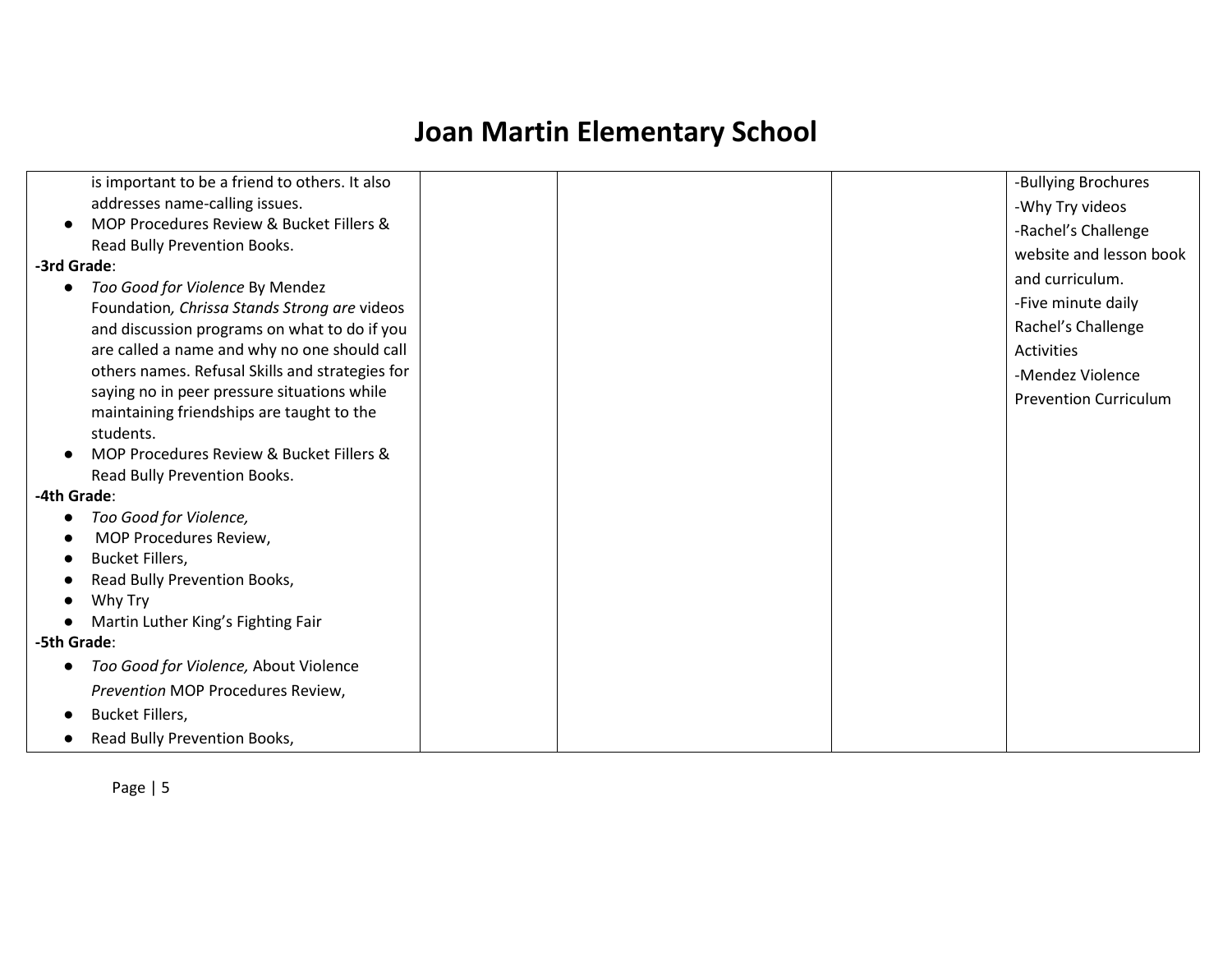# Joan Martin Elementary School

| | | | | |
|---|---|---|---|---|
| is important to be a friend to others. It also addresses name-calling issues.<br>● MOP Procedures Review & Bucket Fillers & Read Bully Prevention Books.<br>**-3rd Grade**:<br>● *Too Good for Violence* By Mendez Foundation*, Chrissa Stands Strong are* videos and discussion programs on what to do if you are called a name and why no one should call others names. Refusal Skills and strategies for saying no in peer pressure situations while maintaining friendships are taught to the students.<br>● MOP Procedures Review & Bucket Fillers & Read Bully Prevention Books.<br>**-4th Grade**:<br>● *Too Good for Violence,*<br>● MOP Procedures Review,<br>● Bucket Fillers,<br>● Read Bully Prevention Books,<br>● Why Try<br>● Martin Luther King's Fighting Fair<br>**-5th Grade**:<br>● *Too Good for Violence,* About Violence *Prevention* MOP Procedures Review,<br>● Bucket Fillers,<br>● Read Bully Prevention Books, | | | | -Bullying Brochures<br>-Why Try videos<br>-Rachel's Challenge website and lesson book and curriculum.<br>-Five minute daily Rachel's Challenge Activities<br>-Mendez Violence Prevention Curriculum |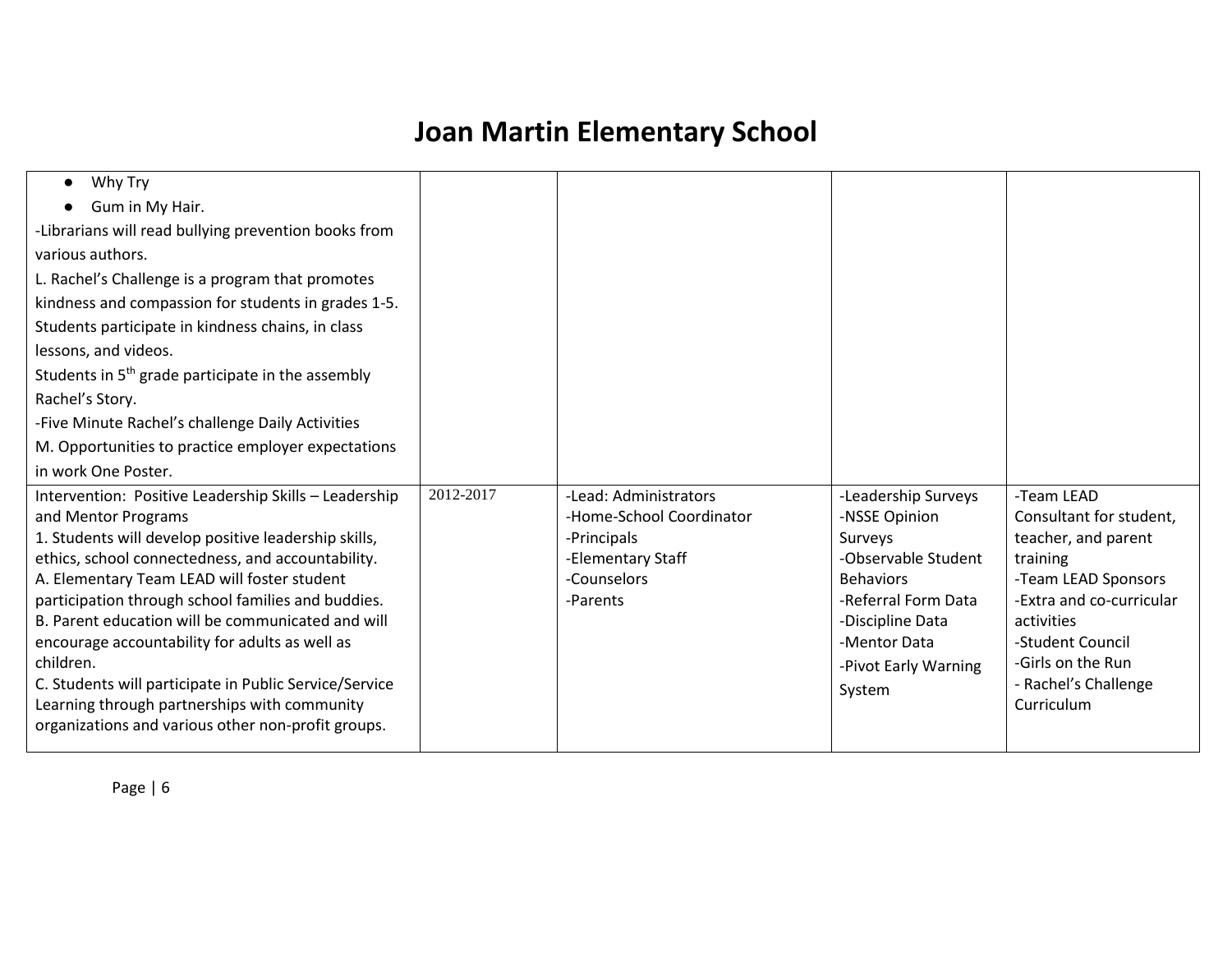# Joan Martin Elementary School

| | | | | |
|---|---|---|---|---|
| ● Why Try<br>● Gum in My Hair.<br>-Librarians will read bullying prevention books from various authors.<br>L. Rachel's Challenge is a program that promotes kindness and compassion for students in grades 1-5. Students participate in kindness chains, in class lessons, and videos.<br>Students in 5th grade participate in the assembly Rachel's Story.<br>-Five Minute Rachel's challenge Daily Activities<br>M. Opportunities to practice employer expectations in work One Poster. | | | | |
| Intervention: Positive Leadership Skills – Leadership and Mentor Programs<br>1. Students will develop positive leadership skills, ethics, school connectedness, and accountability.<br>A. Elementary Team LEAD will foster student participation through school families and buddies.<br>B. Parent education will be communicated and will encourage accountability for adults as well as children.<br>C. Students will participate in Public Service/Service Learning through partnerships with community organizations and various other non-profit groups. | 2012-2017 | -Lead: Administrators<br>-Home-School Coordinator<br>-Principals<br>-Elementary Staff<br>-Counselors<br>-Parents | -Leadership Surveys<br>-NSSE Opinion Surveys<br>-Observable Student Behaviors<br>-Referral Form Data<br>-Discipline Data<br>-Mentor Data<br>-Pivot Early Warning System | -Team LEAD Consultant for student, teacher, and parent training<br>-Team LEAD Sponsors<br>-Extra and co-curricular activities<br>-Student Council<br>-Girls on the Run<br>- Rachel's Challenge Curriculum |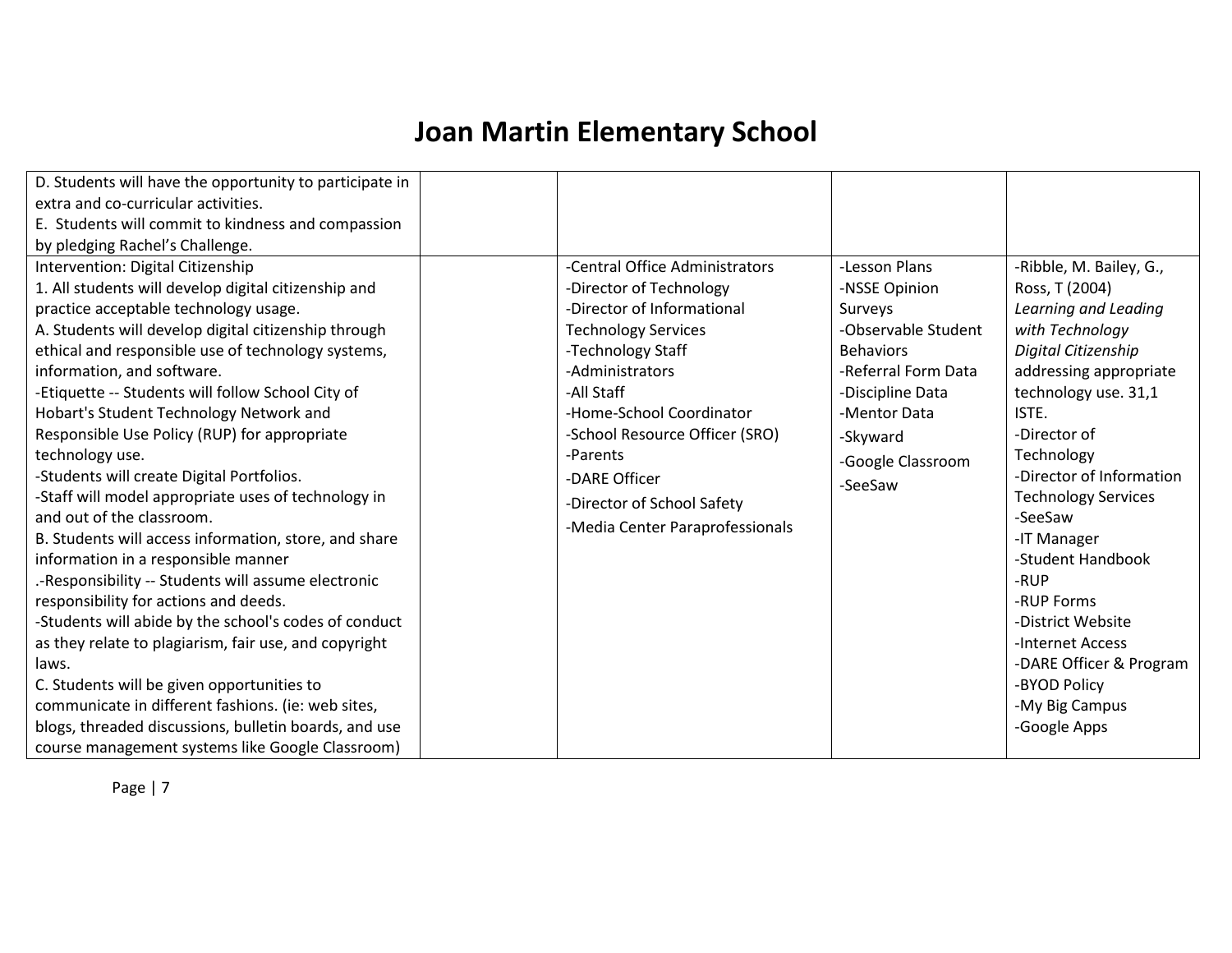# Joan Martin Elementary School

| | | | | |
|---|---|---|---|---|
| D. Students will have the opportunity to participate in extra and co-curricular activities.<br>E. Students will commit to kindness and compassion by pledging Rachel's Challenge. | | | | |
| Intervention: Digital Citizenship<br>1. All students will develop digital citizenship and practice acceptable technology usage.<br>A. Students will develop digital citizenship through ethical and responsible use of technology systems, information, and software.<br>-Etiquette -- Students will follow School City of Hobart's Student Technology Network and Responsible Use Policy (RUP) for appropriate technology use.<br>-Students will create Digital Portfolios.<br>-Staff will model appropriate uses of technology in and out of the classroom.<br>B. Students will access information, store, and share information in a responsible manner<br>.-Responsibility -- Students will assume electronic responsibility for actions and deeds.<br>-Students will abide by the school's codes of conduct as they relate to plagiarism, fair use, and copyright laws.<br>C. Students will be given opportunities to communicate in different fashions. (ie: web sites, blogs, threaded discussions, bulletin boards, and use course management systems like Google Classroom) | | -Central Office Administrators<br>-Director of Technology<br>-Director of Informational Technology Services<br>-Technology Staff<br>-Administrators<br>-All Staff<br>-Home-School Coordinator<br>-School Resource Officer (SRO)<br>-Parents<br>-DARE Officer<br>-Director of School Safety<br>-Media Center Paraprofessionals | -Lesson Plans<br>-NSSE Opinion Surveys<br>-Observable Student Behaviors<br>-Referral Form Data<br>-Discipline Data<br>-Mentor Data<br>-Skyward<br>-Google Classroom<br>-SeeSaw | -Ribble, M. Bailey, G., Ross, T (2004) *Learning and Leading with Technology Digital Citizenship* addressing appropriate technology use. 31,1 ISTE.<br>-Director of Technology<br>-Director of Information Technology Services<br>-SeeSaw<br>-IT Manager<br>-Student Handbook<br>-RUP<br>-RUP Forms<br>-District Website<br>-Internet Access<br>-DARE Officer & Program<br>-BYOD Policy<br>-My Big Campus<br>-Google Apps |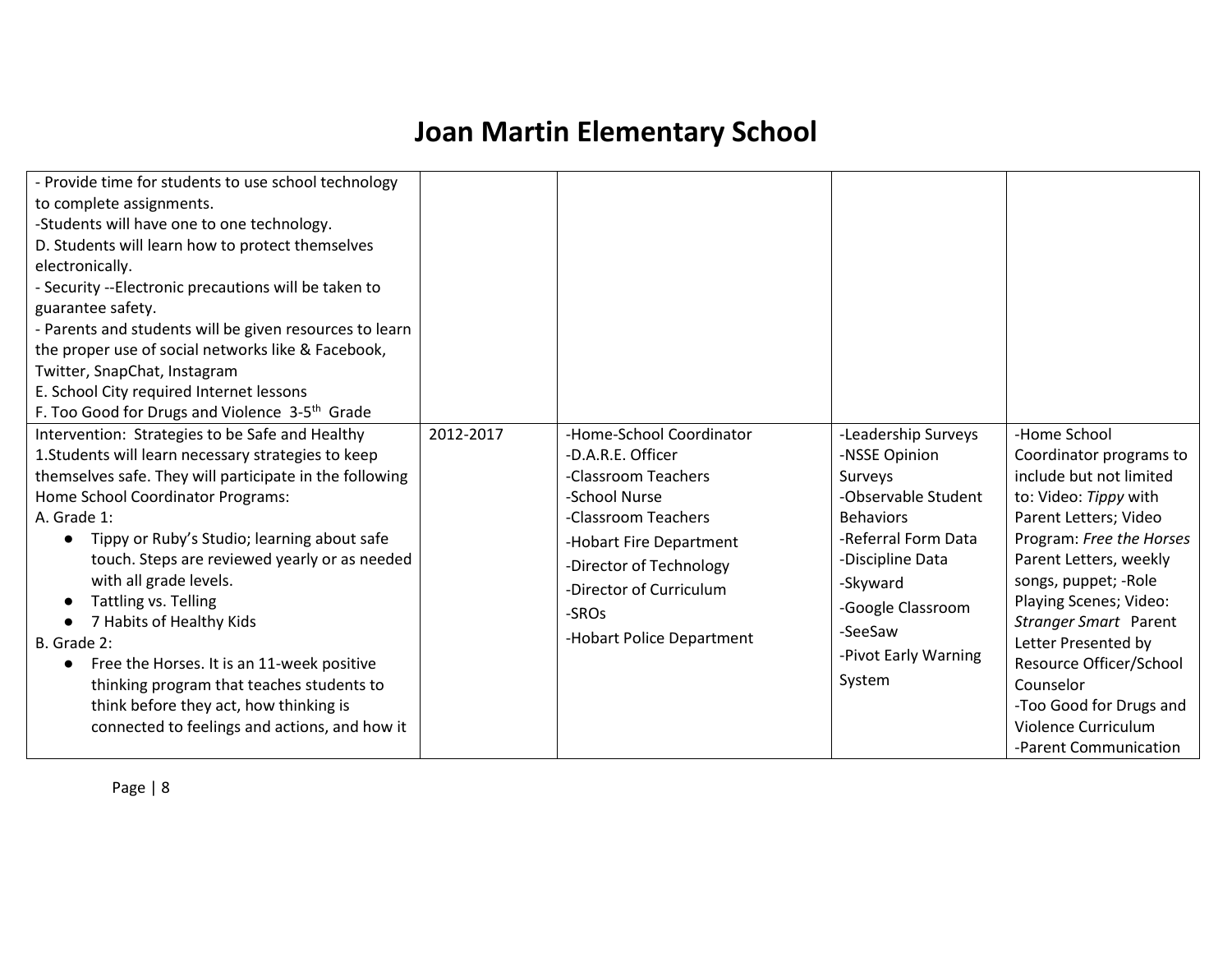# Joan Martin Elementary School

| | | | | |
|---|---|---|---|---|
| - Provide time for students to use school technology to complete assignments.<br>-Students will have one to one technology.<br>D. Students will learn how to protect themselves electronically.<br>- Security --Electronic precautions will be taken to guarantee safety.<br>- Parents and students will be given resources to learn the proper use of social networks like & Facebook, Twitter, SnapChat, Instagram<br>E. School City required Internet lessons<br>F. Too Good for Drugs and Violence 3-5th Grade | | | | |
| Intervention: Strategies to be Safe and Healthy<br>1.Students will learn necessary strategies to keep themselves safe. They will participate in the following Home School Coordinator Programs:<br>A. Grade 1:<br>● Tippy or Ruby's Studio; learning about safe touch. Steps are reviewed yearly or as needed with all grade levels.<br>● Tattling vs. Telling<br>● 7 Habits of Healthy Kids<br>B. Grade 2:<br>● Free the Horses. It is an 11-week positive thinking program that teaches students to think before they act, how thinking is connected to feelings and actions, and how it | 2012-2017 | -Home-School Coordinator<br>-D.A.R.E. Officer<br>-Classroom Teachers<br>-School Nurse<br>-Classroom Teachers<br>-Hobart Fire Department<br>-Director of Technology<br>-Director of Curriculum<br>-SROs<br>-Hobart Police Department | -Leadership Surveys<br>-NSSE Opinion Surveys<br>-Observable Student Behaviors<br>-Referral Form Data<br>-Discipline Data<br>-Skyward<br>-Google Classroom<br>-SeeSaw<br>-Pivot Early Warning System | -Home School Coordinator programs to include but not limited to: Video: *Tippy* with Parent Letters; Video Program: *Free the Horses* Parent Letters, weekly songs, puppet; -Role Playing Scenes; Video: *Stranger Smart* Parent Letter Presented by Resource Officer/School Counselor<br>-Too Good for Drugs and Violence Curriculum<br>-Parent Communication |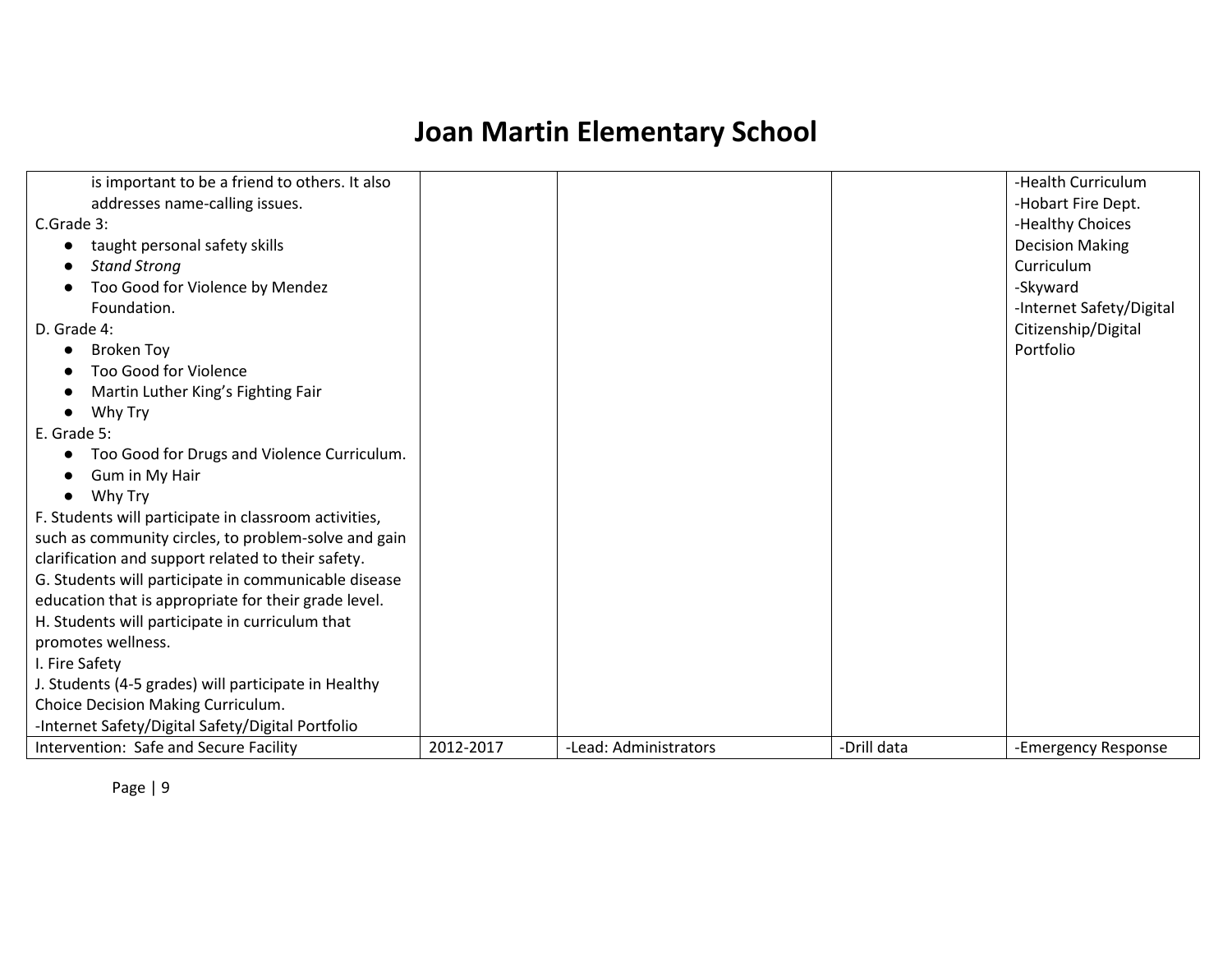# Joan Martin Elementary School

| | | | | |
|---|---|---|---|---|
| is important to be a friend to others. It also addresses name-calling issues.<br>C.Grade 3:<br>● taught personal safety skills<br>● *Stand Strong*<br>● Too Good for Violence by Mendez Foundation.<br>D. Grade 4:<br>● Broken Toy<br>● Too Good for Violence<br>● Martin Luther King's Fighting Fair<br>● Why Try<br>E. Grade 5:<br>● Too Good for Drugs and Violence Curriculum.<br>● Gum in My Hair<br>● Why Try<br>F. Students will participate in classroom activities, such as community circles, to problem-solve and gain clarification and support related to their safety.<br>G. Students will participate in communicable disease education that is appropriate for their grade level.<br>H. Students will participate in curriculum that promotes wellness.<br>I. Fire Safety<br>J. Students (4-5 grades) will participate in Healthy Choice Decision Making Curriculum.<br>-Internet Safety/Digital Safety/Digital Portfolio | | | | -Health Curriculum<br>-Hobart Fire Dept.<br>-Healthy Choices Decision Making Curriculum<br>-Skyward<br>-Internet Safety/Digital Citizenship/Digital Portfolio |
| Intervention: Safe and Secure Facility | 2012-2017 | -Lead: Administrators | -Drill data | -Emergency Response |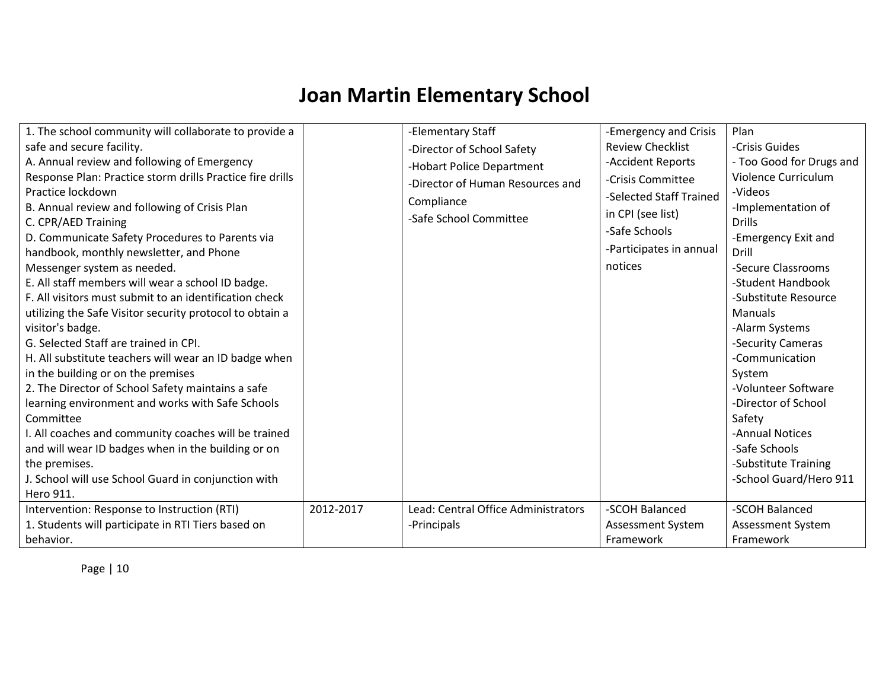# Joan Martin Elementary School

| | | | | |
|---|---|---|---|---|
| 1. The school community will collaborate to provide a safe and secure facility.<br>A. Annual review and following of Emergency Response Plan: Practice storm drills Practice fire drills Practice lockdown<br>B. Annual review and following of Crisis Plan<br>C. CPR/AED Training<br>D. Communicate Safety Procedures to Parents via handbook, monthly newsletter, and Phone Messenger system as needed.<br>E. All staff members will wear a school ID badge.<br>F. All visitors must submit to an identification check utilizing the Safe Visitor security protocol to obtain a visitor's badge.<br>G. Selected Staff are trained in CPI.<br>H. All substitute teachers will wear an ID badge when in the building or on the premises<br>2. The Director of School Safety maintains a safe learning environment and works with Safe Schools Committee<br>I. All coaches and community coaches will be trained and will wear ID badges when in the building or on the premises.<br>J. School will use School Guard in conjunction with Hero 911. | | -Elementary Staff<br>-Director of School Safety<br>-Hobart Police Department<br>-Director of Human Resources and Compliance<br>-Safe School Committee | -Emergency and Crisis Review Checklist<br>-Accident Reports<br>-Crisis Committee<br>-Selected Staff Trained in CPI (see list)<br>-Safe Schools<br>-Participates in annual notices | Plan<br>-Crisis Guides<br>- Too Good for Drugs and Violence Curriculum<br>-Videos<br>-Implementation of Drills<br>-Emergency Exit and Drill<br>-Secure Classrooms<br>-Student Handbook<br>-Substitute Resource Manuals<br>-Alarm Systems<br>-Security Cameras<br>-Communication System<br>-Volunteer Software<br>-Director of School Safety<br>-Annual Notices<br>-Safe Schools<br>-Substitute Training<br>-School Guard/Hero 911 |
| Intervention: Response to Instruction (RTI)<br>1. Students will participate in RTI Tiers based on behavior. | 2012-2017 | Lead: Central Office Administrators<br>-Principals | -SCOH Balanced Assessment System Framework | -SCOH Balanced Assessment System Framework |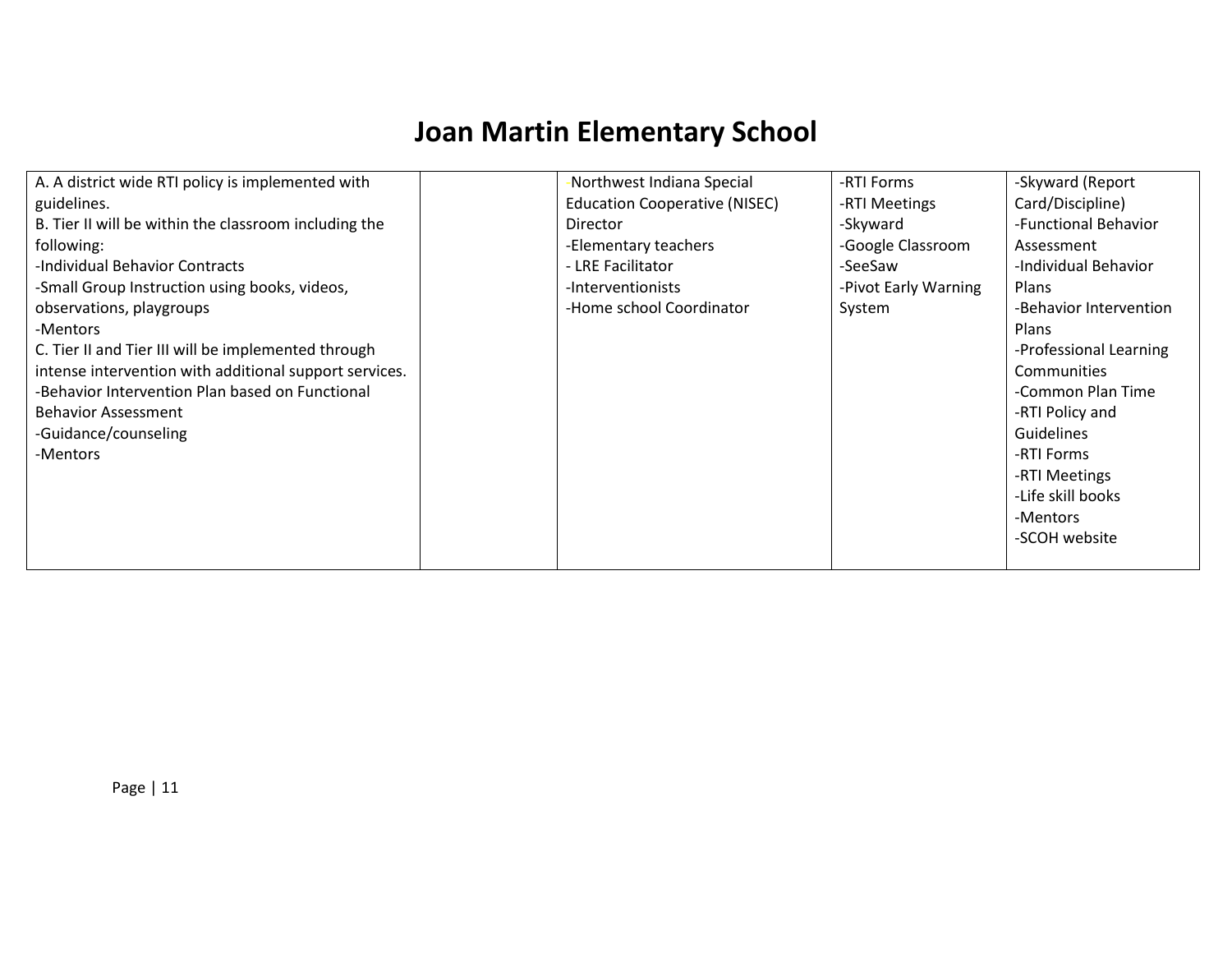# Joan Martin Elementary School

| | | | | |
|---|---|---|---|---|
| A. A district wide RTI policy is implemented with guidelines.<br>B. Tier II will be within the classroom including the following:<br>-Individual Behavior Contracts<br>-Small Group Instruction using books, videos, observations, playgroups<br>-Mentors<br>C. Tier II and Tier III will be implemented through intense intervention with additional support services.<br>-Behavior Intervention Plan based on Functional Behavior Assessment<br>-Guidance/counseling<br>-Mentors | | -Northwest Indiana Special Education Cooperative (NISEC) Director<br>-Elementary teachers<br>- LRE Facilitator<br>-Interventionists<br>-Home school Coordinator | -RTI Forms<br>-RTI Meetings<br>-Skyward<br>-Google Classroom<br>-SeeSaw<br>-Pivot Early Warning System | -Skyward (Report Card/Discipline)<br>-Functional Behavior Assessment<br>-Individual Behavior Plans<br>-Behavior Intervention Plans<br>-Professional Learning Communities<br>-Common Plan Time<br>-RTI Policy and Guidelines<br>-RTI Forms<br>-RTI Meetings<br>-Life skill books<br>-Mentors<br>-SCOH website |